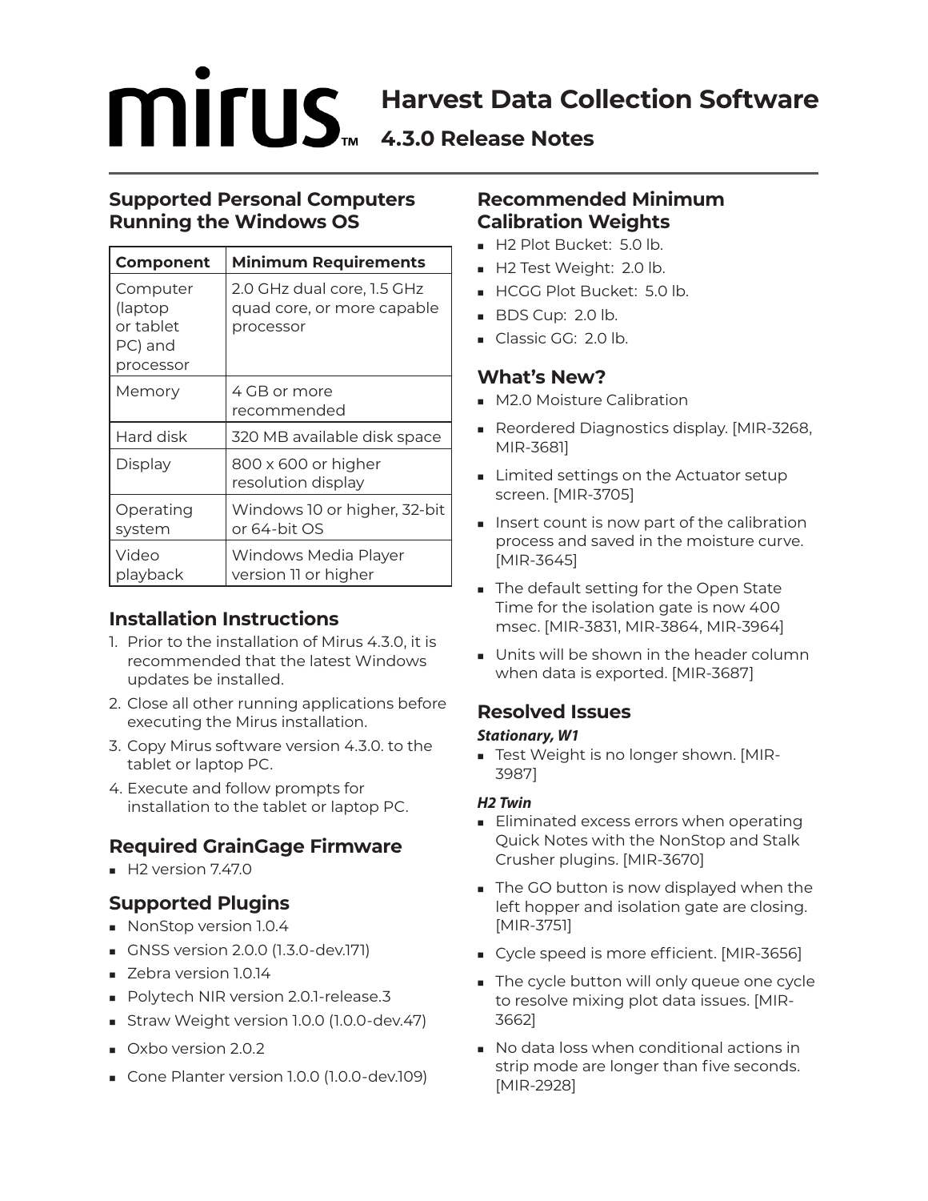# mirus™ Harvest Data Collection Software

## 4.3.0 Release Notes

### Supported Personal Computers Running the Windows OS

| Component | Minimum Requirements |
|---|---|
| Computer (laptop or tablet PC) and processor | 2.0 GHz dual core, 1.5 GHz quad core, or more capable processor |
| Memory | 4 GB or more recommended |
| Hard disk | 320 MB available disk space |
| Display | 800 x 600 or higher resolution display |
| Operating system | Windows 10 or higher, 32-bit or 64-bit OS |
| Video playback | Windows Media Player version 11 or higher |

### Installation Instructions

1. Prior to the installation of Mirus 4.3.0, it is recommended that the latest Windows updates be installed.
2. Close all other running applications before executing the Mirus installation.
3. Copy Mirus software version 4.3.0. to the tablet or laptop PC.
4. Execute and follow prompts for installation to the tablet or laptop PC.

### Required GrainGage Firmware

- H2 version 7.47.0

### Supported Plugins

- NonStop version 1.0.4
- GNSS version 2.0.0 (1.3.0-dev.171)
- Zebra version 1.0.14
- Polytech NIR version 2.0.1-release.3
- Straw Weight version 1.0.0 (1.0.0-dev.47)
- Oxbo version 2.0.2
- Cone Planter version 1.0.0 (1.0.0-dev.109)

### Recommended Minimum Calibration Weights

- H2 Plot Bucket: 5.0 lb.
- H2 Test Weight: 2.0 lb.
- HCGG Plot Bucket: 5.0 lb.
- BDS Cup: 2.0 lb.
- Classic GG: 2.0 lb.

### What's New?

- M2.0 Moisture Calibration
- Reordered Diagnostics display. [MIR-3268, MIR-3681]
- Limited settings on the Actuator setup screen. [MIR-3705]
- Insert count is now part of the calibration process and saved in the moisture curve. [MIR-3645]
- The default setting for the Open State Time for the isolation gate is now 400 msec. [MIR-3831, MIR-3864, MIR-3964]
- Units will be shown in the header column when data is exported. [MIR-3687]

### Resolved Issues

***Stationary, W1***

- Test Weight is no longer shown. [MIR-3987]

***H2 Twin***

- Eliminated excess errors when operating Quick Notes with the NonStop and Stalk Crusher plugins. [MIR-3670]
- The GO button is now displayed when the left hopper and isolation gate are closing. [MIR-3751]
- Cycle speed is more efficient. [MIR-3656]
- The cycle button will only queue one cycle to resolve mixing plot data issues. [MIR-3662]
- No data loss when conditional actions in strip mode are longer than five seconds. [MIR-2928]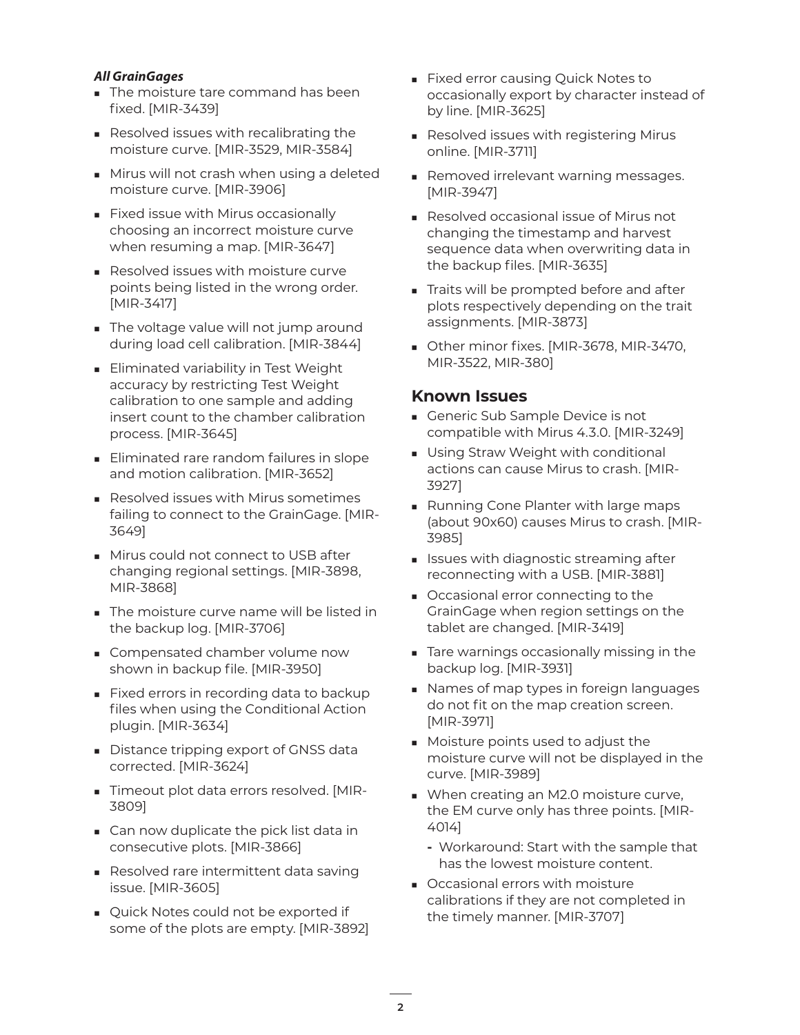***All GrainGages***

- The moisture tare command has been fixed. [MIR-3439]
- Resolved issues with recalibrating the moisture curve. [MIR-3529, MIR-3584]
- Mirus will not crash when using a deleted moisture curve. [MIR-3906]
- Fixed issue with Mirus occasionally choosing an incorrect moisture curve when resuming a map. [MIR-3647]
- Resolved issues with moisture curve points being listed in the wrong order. [MIR-3417]
- The voltage value will not jump around during load cell calibration. [MIR-3844]
- Eliminated variability in Test Weight accuracy by restricting Test Weight calibration to one sample and adding insert count to the chamber calibration process. [MIR-3645]
- Eliminated rare random failures in slope and motion calibration. [MIR-3652]
- Resolved issues with Mirus sometimes failing to connect to the GrainGage. [MIR-3649]
- Mirus could not connect to USB after changing regional settings. [MIR-3898, MIR-3868]
- The moisture curve name will be listed in the backup log. [MIR-3706]
- Compensated chamber volume now shown in backup file. [MIR-3950]
- Fixed errors in recording data to backup files when using the Conditional Action plugin. [MIR-3634]
- Distance tripping export of GNSS data corrected. [MIR-3624]
- Timeout plot data errors resolved. [MIR-3809]
- Can now duplicate the pick list data in consecutive plots. [MIR-3866]
- Resolved rare intermittent data saving issue. [MIR-3605]
- Quick Notes could not be exported if some of the plots are empty. [MIR-3892]
- Fixed error causing Quick Notes to occasionally export by character instead of by line. [MIR-3625]
- Resolved issues with registering Mirus online. [MIR-3711]
- Removed irrelevant warning messages. [MIR-3947]
- Resolved occasional issue of Mirus not changing the timestamp and harvest sequence data when overwriting data in the backup files. [MIR-3635]
- Traits will be prompted before and after plots respectively depending on the trait assignments. [MIR-3873]
- Other minor fixes. [MIR-3678, MIR-3470, MIR-3522, MIR-380]

## Known Issues

- Generic Sub Sample Device is not compatible with Mirus 4.3.0. [MIR-3249]
- Using Straw Weight with conditional actions can cause Mirus to crash. [MIR-3927]
- Running Cone Planter with large maps (about 90x60) causes Mirus to crash. [MIR-3985]
- Issues with diagnostic streaming after reconnecting with a USB. [MIR-3881]
- Occasional error connecting to the GrainGage when region settings on the tablet are changed. [MIR-3419]
- Tare warnings occasionally missing in the backup log. [MIR-3931]
- Names of map types in foreign languages do not fit on the map creation screen. [MIR-3971]
- Moisture points used to adjust the moisture curve will not be displayed in the curve. [MIR-3989]
- When creating an M2.0 moisture curve, the EM curve only has three points. [MIR-4014]
  - Workaround: Start with the sample that has the lowest moisture content.
- Occasional errors with moisture calibrations if they are not completed in the timely manner. [MIR-3707]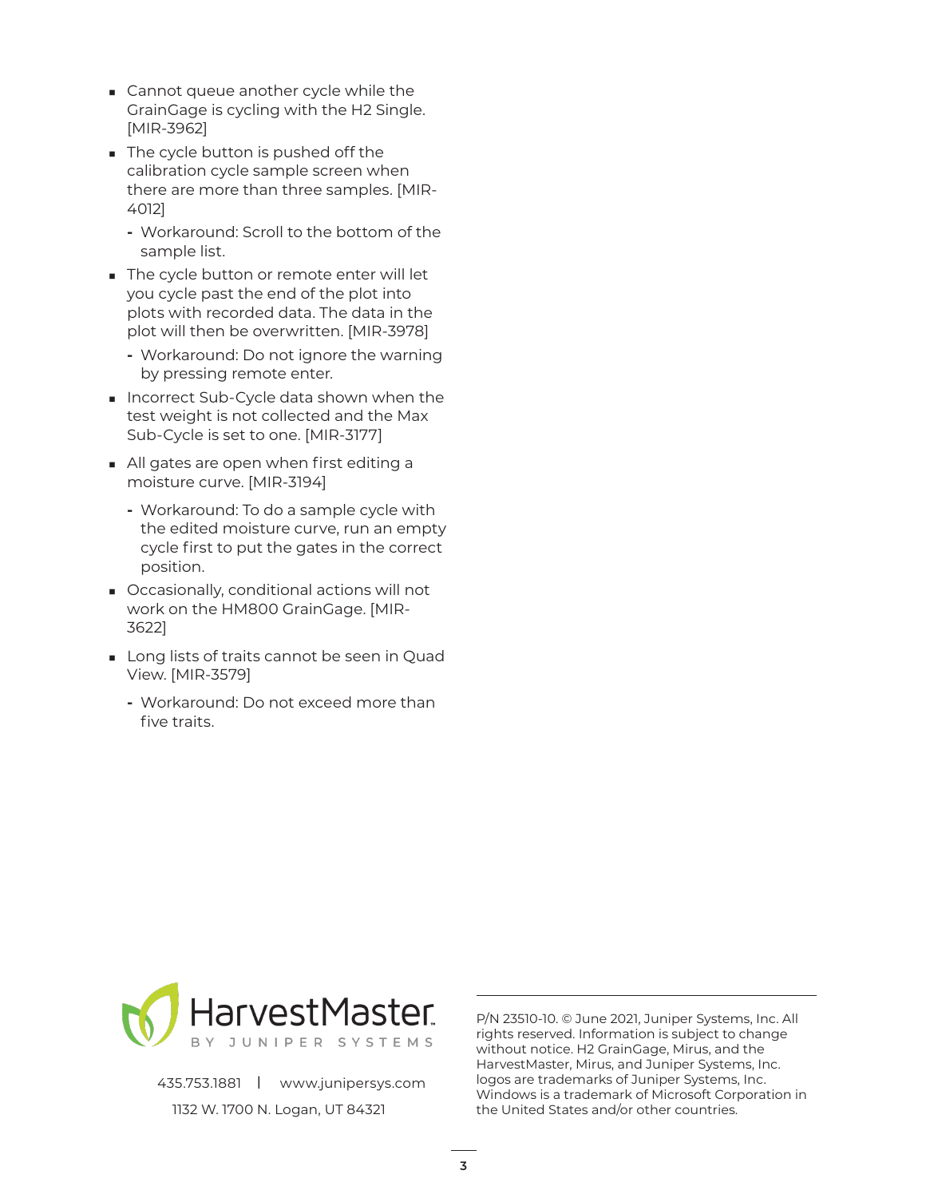- Cannot queue another cycle while the GrainGage is cycling with the H2 Single. [MIR-3962]
- The cycle button is pushed off the calibration cycle sample screen when there are more than three samples. [MIR-4012]
  - Workaround: Scroll to the bottom of the sample list.
- The cycle button or remote enter will let you cycle past the end of the plot into plots with recorded data. The data in the plot will then be overwritten. [MIR-3978]
  - Workaround: Do not ignore the warning by pressing remote enter.
- Incorrect Sub-Cycle data shown when the test weight is not collected and the Max Sub-Cycle is set to one. [MIR-3177]
- All gates are open when first editing a moisture curve. [MIR-3194]
  - Workaround: To do a sample cycle with the edited moisture curve, run an empty cycle first to put the gates in the correct position.
- Occasionally, conditional actions will not work on the HM800 GrainGage. [MIR-3622]
- Long lists of traits cannot be seen in Quad View. [MIR-3579]
  - Workaround: Do not exceed more than five traits.

HarvestMaster™
BY JUNIPER SYSTEMS

435.753.1881 | www.junipersys.com
1132 W. 1700 N. Logan, UT 84321

P/N 23510-10. © June 2021, Juniper Systems, Inc. All rights reserved. Information is subject to change without notice. H2 GrainGage, Mirus, and the HarvestMaster, Mirus, and Juniper Systems, Inc. logos are trademarks of Juniper Systems, Inc. Windows is a trademark of Microsoft Corporation in the United States and/or other countries.